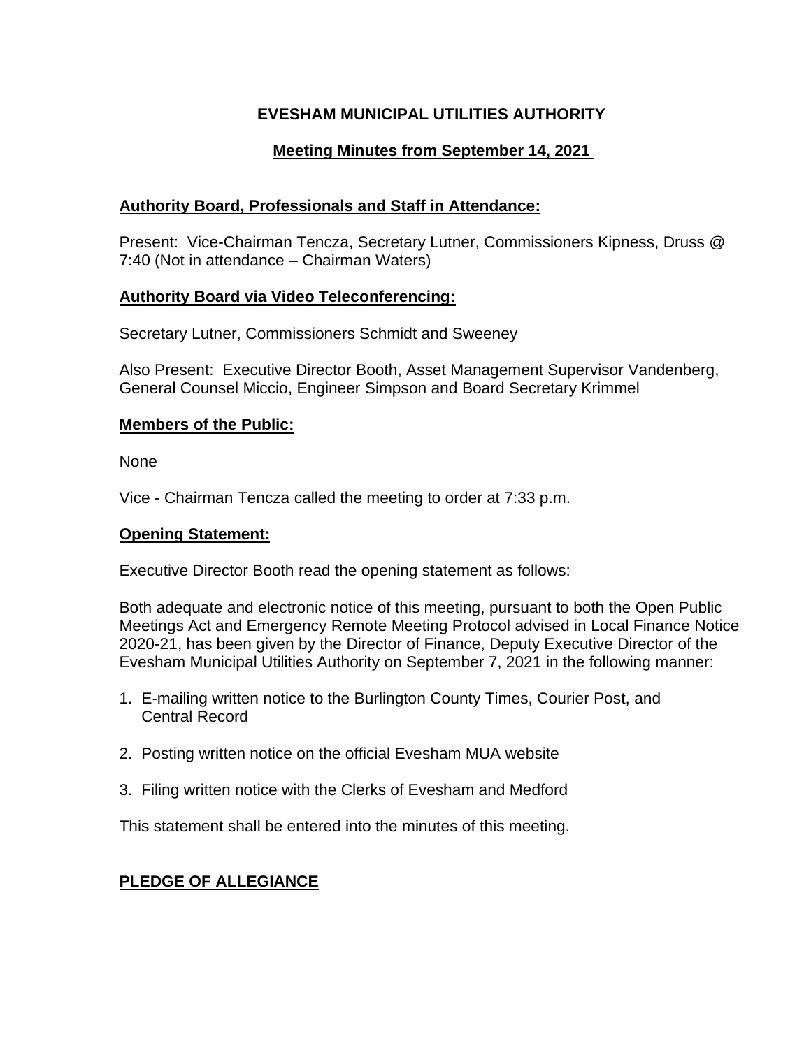# EVESHAM MUNICIPAL UTILITIES AUTHORITY

## Meeting Minutes from September 14, 2021

**Authority Board, Professionals and Staff in Attendance:**

Present: Vice-Chairman Tencza, Secretary Lutner, Commissioners Kipness, Druss @ 7:40 (Not in attendance – Chairman Waters)

**Authority Board via Video Teleconferencing:**

Secretary Lutner, Commissioners Schmidt and Sweeney

Also Present: Executive Director Booth, Asset Management Supervisor Vandenberg, General Counsel Miccio, Engineer Simpson and Board Secretary Krimmel

**Members of the Public:**

None

Vice - Chairman Tencza called the meeting to order at 7:33 p.m.

**Opening Statement:**

Executive Director Booth read the opening statement as follows:

Both adequate and electronic notice of this meeting, pursuant to both the Open Public Meetings Act and Emergency Remote Meeting Protocol advised in Local Finance Notice 2020-21, has been given by the Director of Finance, Deputy Executive Director of the Evesham Municipal Utilities Authority on September 7, 2021 in the following manner:

1. E-mailing written notice to the Burlington County Times, Courier Post, and Central Record
2. Posting written notice on the official Evesham MUA website
3. Filing written notice with the Clerks of Evesham and Medford

This statement shall be entered into the minutes of this meeting.

**PLEDGE OF ALLEGIANCE**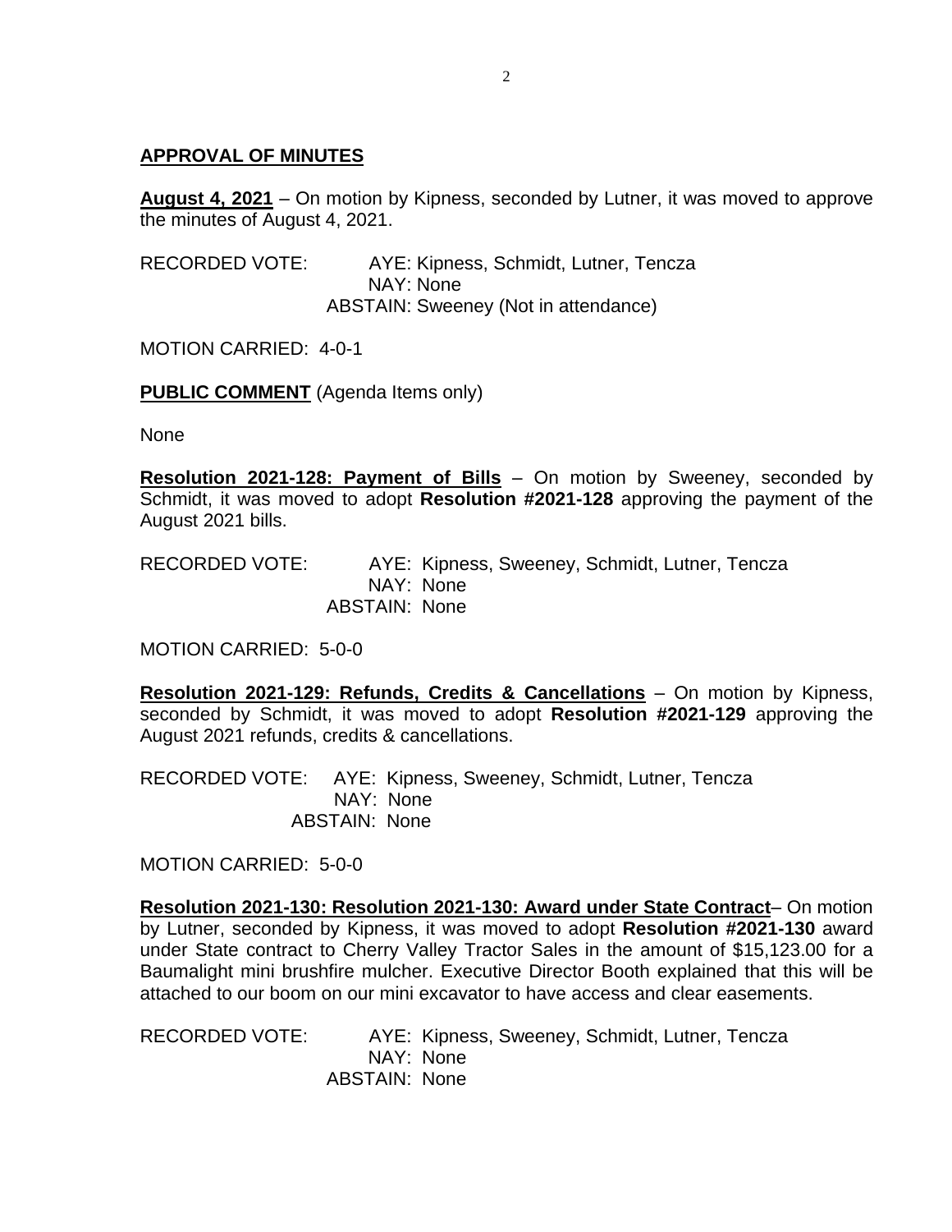## APPROVAL OF MINUTES

**August 4, 2021** – On motion by Kipness, seconded by Lutner, it was moved to approve the minutes of August 4, 2021.

RECORDED VOTE: AYE: Kipness, Schmidt, Lutner, Tencza
NAY: None
ABSTAIN: Sweeney (Not in attendance)

MOTION CARRIED: 4-0-1

**PUBLIC COMMENT** (Agenda Items only)

None

**Resolution 2021-128: Payment of Bills** – On motion by Sweeney, seconded by Schmidt, it was moved to adopt **Resolution #2021-128** approving the payment of the August 2021 bills.

RECORDED VOTE: AYE: Kipness, Sweeney, Schmidt, Lutner, Tencza
NAY: None
ABSTAIN: None

MOTION CARRIED: 5-0-0

**Resolution 2021-129: Refunds, Credits & Cancellations** – On motion by Kipness, seconded by Schmidt, it was moved to adopt **Resolution #2021-129** approving the August 2021 refunds, credits & cancellations.

RECORDED VOTE: AYE: Kipness, Sweeney, Schmidt, Lutner, Tencza
NAY: None
ABSTAIN: None

MOTION CARRIED: 5-0-0

**Resolution 2021-130: Resolution 2021-130: Award under State Contract**– On motion by Lutner, seconded by Kipness, it was moved to adopt **Resolution #2021-130** award under State contract to Cherry Valley Tractor Sales in the amount of $15,123.00 for a Baumalight mini brushfire mulcher. Executive Director Booth explained that this will be attached to our boom on our mini excavator to have access and clear easements.

RECORDED VOTE: AYE: Kipness, Sweeney, Schmidt, Lutner, Tencza
NAY: None
ABSTAIN: None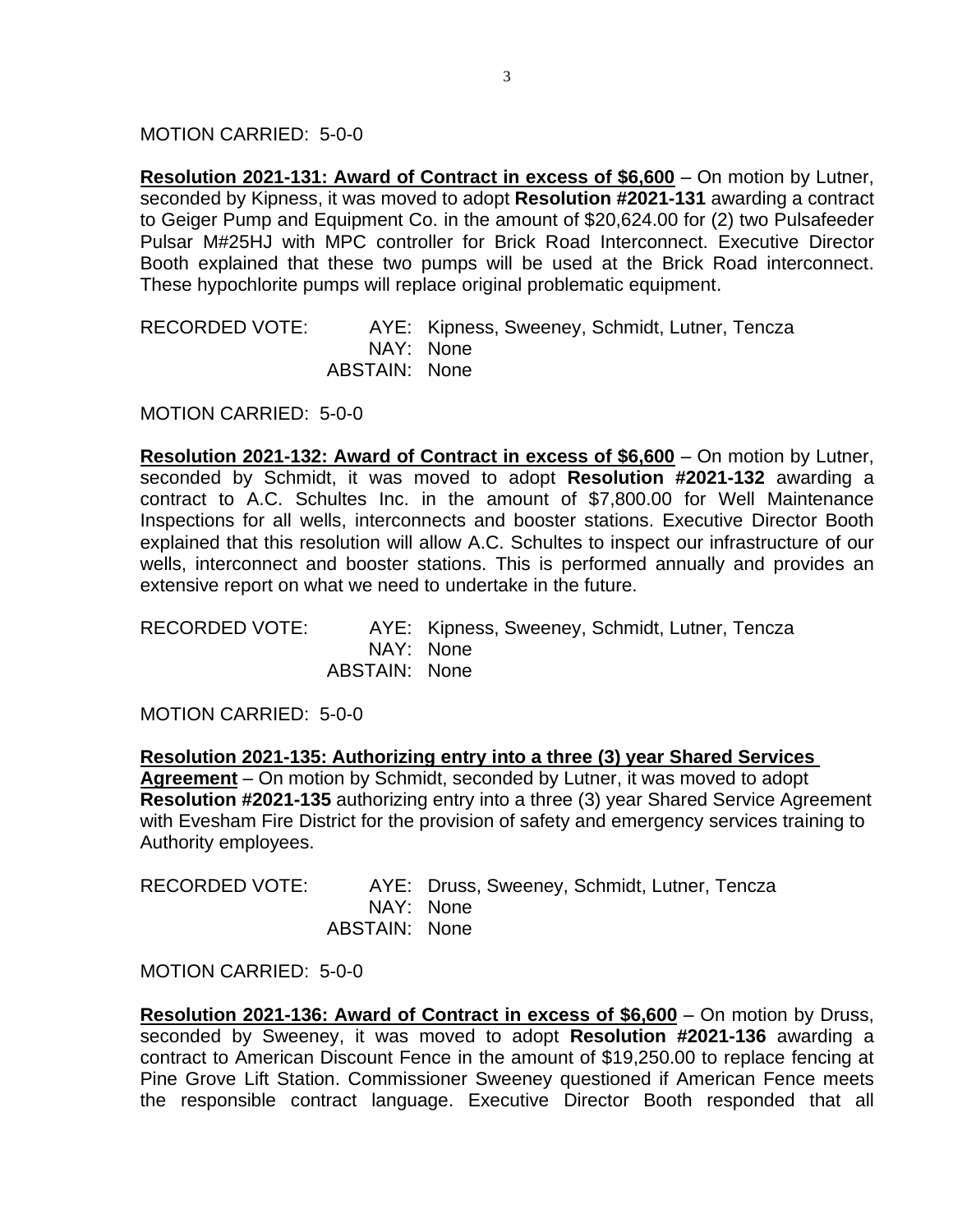MOTION CARRIED: 5-0-0

**Resolution 2021-131: Award of Contract in excess of $6,600** – On motion by Lutner, seconded by Kipness, it was moved to adopt **Resolution #2021-131** awarding a contract to Geiger Pump and Equipment Co. in the amount of $20,624.00 for (2) two Pulsafeeder Pulsar M#25HJ with MPC controller for Brick Road Interconnect. Executive Director Booth explained that these two pumps will be used at the Brick Road interconnect. These hypochlorite pumps will replace original problematic equipment.

RECORDED VOTE: AYE: Kipness, Sweeney, Schmidt, Lutner, Tencza
NAY: None
ABSTAIN: None

MOTION CARRIED: 5-0-0

**Resolution 2021-132: Award of Contract in excess of $6,600** – On motion by Lutner, seconded by Schmidt, it was moved to adopt **Resolution #2021-132** awarding a contract to A.C. Schultes Inc. in the amount of $7,800.00 for Well Maintenance Inspections for all wells, interconnects and booster stations. Executive Director Booth explained that this resolution will allow A.C. Schultes to inspect our infrastructure of our wells, interconnect and booster stations. This is performed annually and provides an extensive report on what we need to undertake in the future.

RECORDED VOTE: AYE: Kipness, Sweeney, Schmidt, Lutner, Tencza
NAY: None
ABSTAIN: None

MOTION CARRIED: 5-0-0

**Resolution 2021-135: Authorizing entry into a three (3) year Shared Services Agreement** – On motion by Schmidt, seconded by Lutner, it was moved to adopt **Resolution #2021-135** authorizing entry into a three (3) year Shared Service Agreement with Evesham Fire District for the provision of safety and emergency services training to Authority employees.

RECORDED VOTE: AYE: Druss, Sweeney, Schmidt, Lutner, Tencza
NAY: None
ABSTAIN: None

MOTION CARRIED: 5-0-0

**Resolution 2021-136: Award of Contract in excess of $6,600** – On motion by Druss, seconded by Sweeney, it was moved to adopt **Resolution #2021-136** awarding a contract to American Discount Fence in the amount of $19,250.00 to replace fencing at Pine Grove Lift Station. Commissioner Sweeney questioned if American Fence meets the responsible contract language. Executive Director Booth responded that all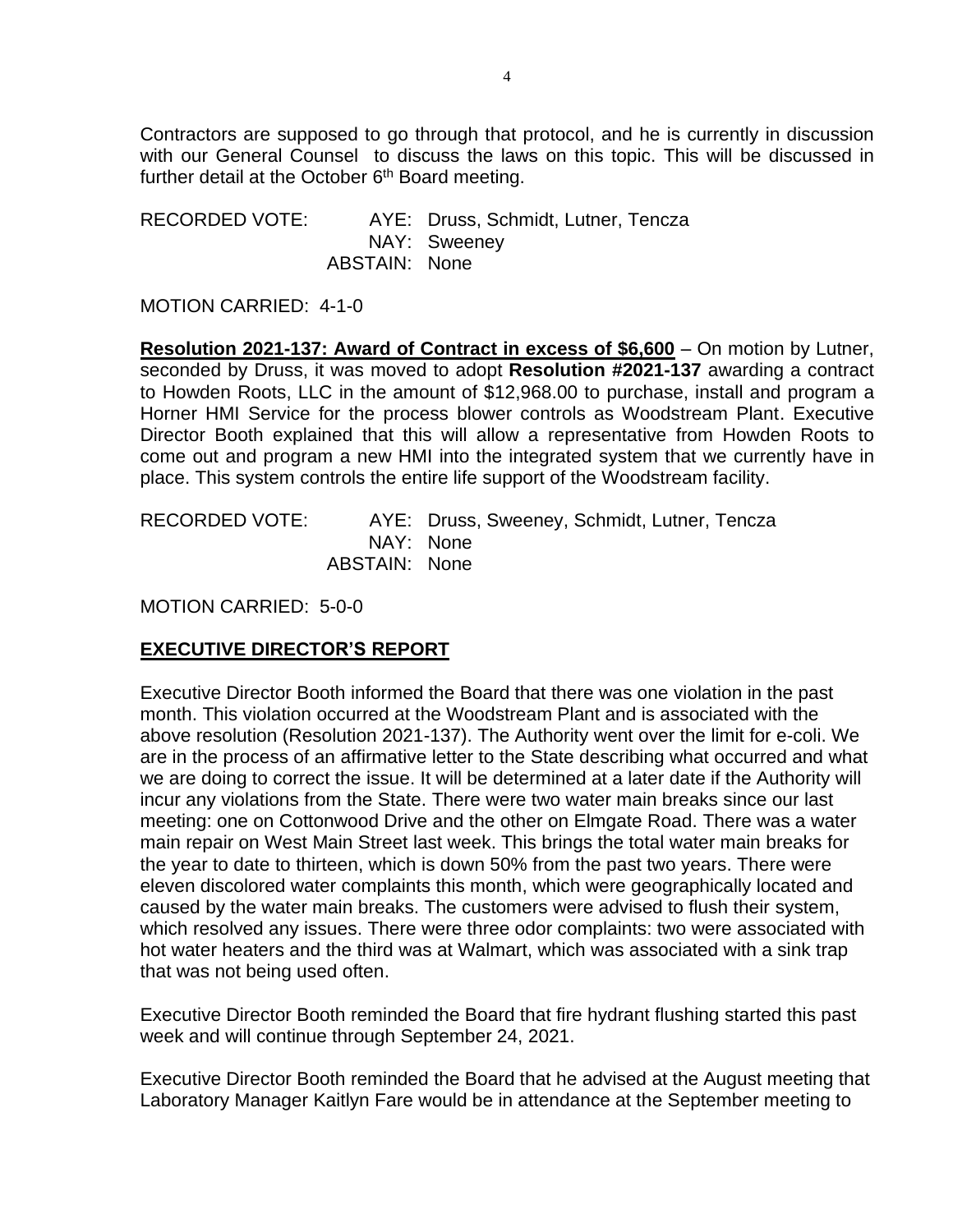Contractors are supposed to go through that protocol, and he is currently in discussion with our General Counsel to discuss the laws on this topic. This will be discussed in further detail at the October 6th Board meeting.

RECORDED VOTE: AYE: Druss, Schmidt, Lutner, Tencza
NAY: Sweeney
ABSTAIN: None

MOTION CARRIED: 4-1-0

**Resolution 2021-137: Award of Contract in excess of $6,600** – On motion by Lutner, seconded by Druss, it was moved to adopt **Resolution #2021-137** awarding a contract to Howden Roots, LLC in the amount of $12,968.00 to purchase, install and program a Horner HMI Service for the process blower controls as Woodstream Plant. Executive Director Booth explained that this will allow a representative from Howden Roots to come out and program a new HMI into the integrated system that we currently have in place. This system controls the entire life support of the Woodstream facility.

RECORDED VOTE: AYE: Druss, Sweeney, Schmidt, Lutner, Tencza
NAY: None
ABSTAIN: None

MOTION CARRIED: 5-0-0

## EXECUTIVE DIRECTOR'S REPORT

Executive Director Booth informed the Board that there was one violation in the past month. This violation occurred at the Woodstream Plant and is associated with the above resolution (Resolution 2021-137). The Authority went over the limit for e-coli. We are in the process of an affirmative letter to the State describing what occurred and what we are doing to correct the issue. It will be determined at a later date if the Authority will incur any violations from the State. There were two water main breaks since our last meeting: one on Cottonwood Drive and the other on Elmgate Road. There was a water main repair on West Main Street last week. This brings the total water main breaks for the year to date to thirteen, which is down 50% from the past two years. There were eleven discolored water complaints this month, which were geographically located and caused by the water main breaks. The customers were advised to flush their system, which resolved any issues. There were three odor complaints: two were associated with hot water heaters and the third was at Walmart, which was associated with a sink trap that was not being used often.

Executive Director Booth reminded the Board that fire hydrant flushing started this past week and will continue through September 24, 2021.

Executive Director Booth reminded the Board that he advised at the August meeting that Laboratory Manager Kaitlyn Fare would be in attendance at the September meeting to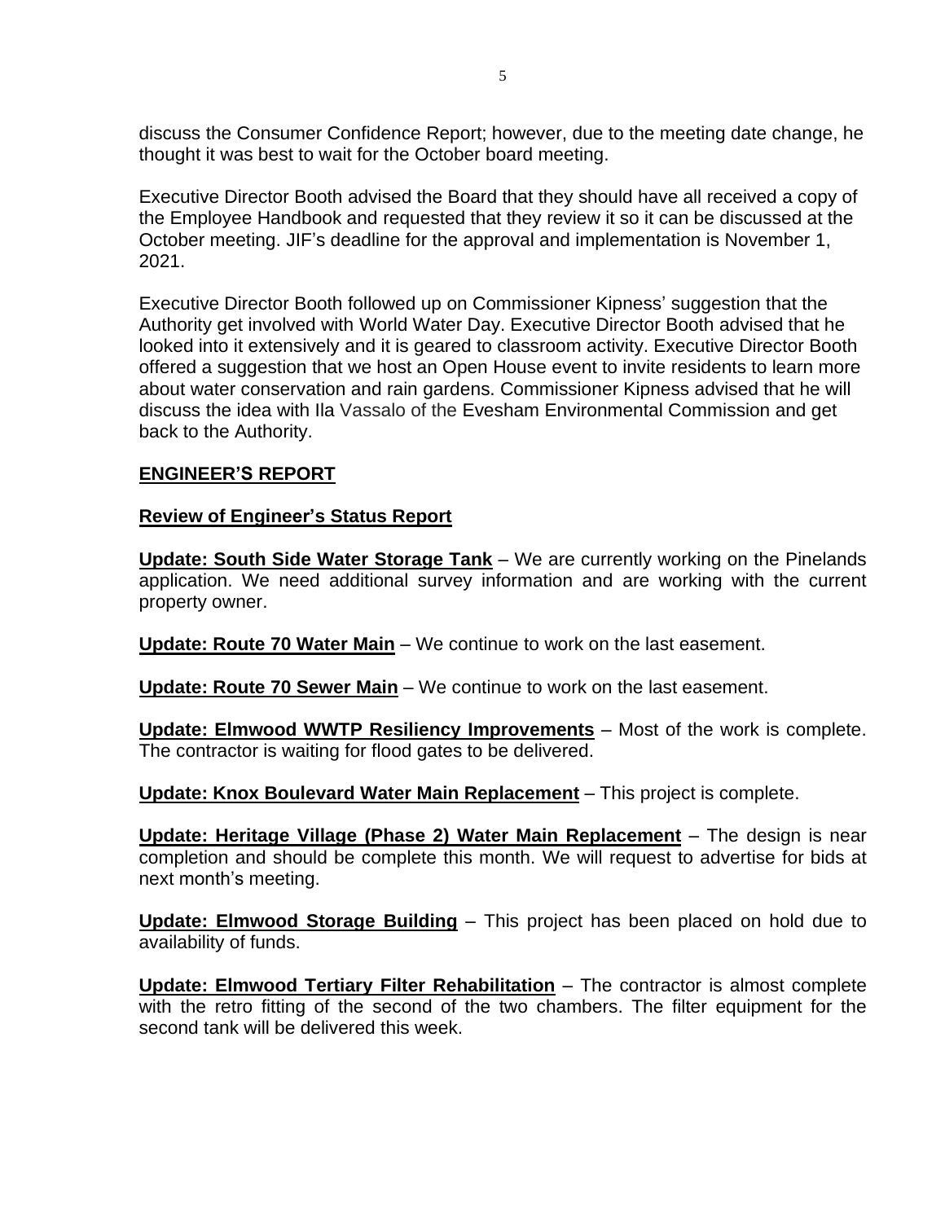discuss the Consumer Confidence Report; however, due to the meeting date change, he thought it was best to wait for the October board meeting.

Executive Director Booth advised the Board that they should have all received a copy of the Employee Handbook and requested that they review it so it can be discussed at the October meeting. JIF's deadline for the approval and implementation is November 1, 2021.

Executive Director Booth followed up on Commissioner Kipness' suggestion that the Authority get involved with World Water Day. Executive Director Booth advised that he looked into it extensively and it is geared to classroom activity. Executive Director Booth offered a suggestion that we host an Open House event to invite residents to learn more about water conservation and rain gardens. Commissioner Kipness advised that he will discuss the idea with Ila Vassalo of the Evesham Environmental Commission and get back to the Authority.

## ENGINEER'S REPORT

### Review of Engineer's Status Report

**Update: South Side Water Storage Tank** – We are currently working on the Pinelands application. We need additional survey information and are working with the current property owner.

**Update: Route 70 Water Main** – We continue to work on the last easement.

**Update: Route 70 Sewer Main** – We continue to work on the last easement.

**Update: Elmwood WWTP Resiliency Improvements** – Most of the work is complete. The contractor is waiting for flood gates to be delivered.

**Update: Knox Boulevard Water Main Replacement** – This project is complete.

**Update: Heritage Village (Phase 2) Water Main Replacement** – The design is near completion and should be complete this month. We will request to advertise for bids at next month's meeting.

**Update: Elmwood Storage Building** – This project has been placed on hold due to availability of funds.

**Update: Elmwood Tertiary Filter Rehabilitation** – The contractor is almost complete with the retro fitting of the second of the two chambers. The filter equipment for the second tank will be delivered this week.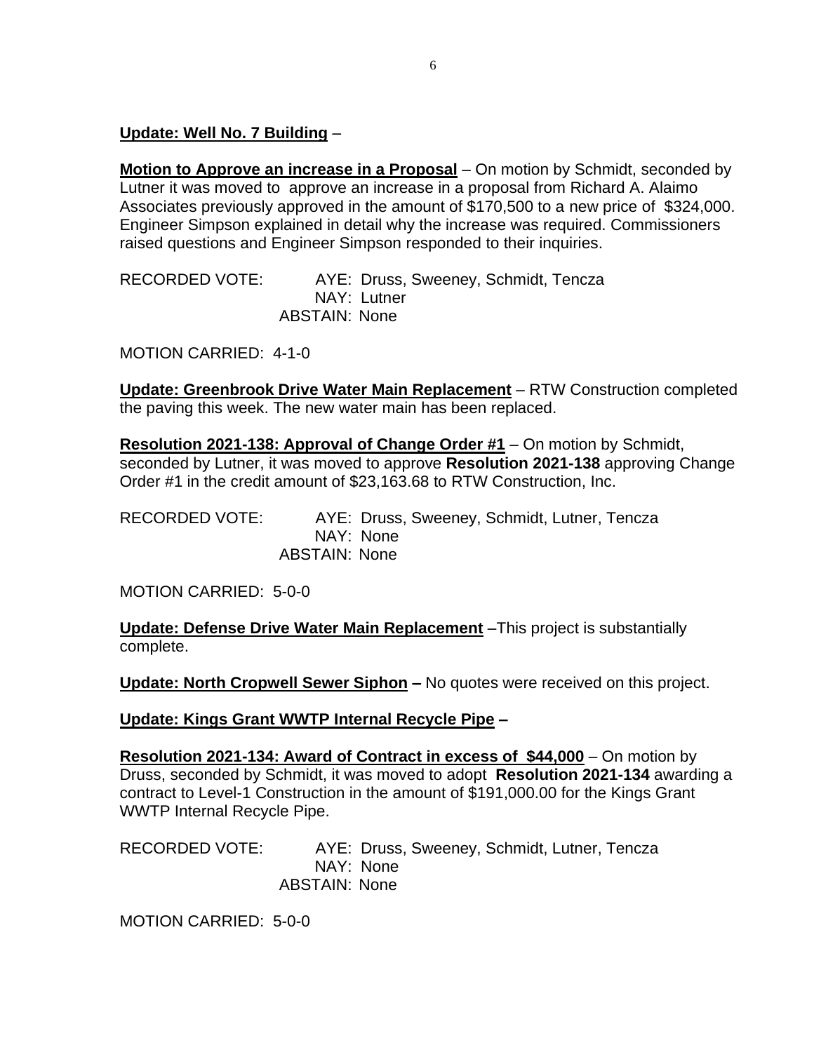**Update: Well No. 7 Building** –

**Motion to Approve an increase in a Proposal** – On motion by Schmidt, seconded by Lutner it was moved to approve an increase in a proposal from Richard A. Alaimo Associates previously approved in the amount of $170,500 to a new price of $324,000. Engineer Simpson explained in detail why the increase was required. Commissioners raised questions and Engineer Simpson responded to their inquiries.

RECORDED VOTE: AYE: Druss, Sweeney, Schmidt, Tencza
NAY: Lutner
ABSTAIN: None

MOTION CARRIED: 4-1-0

**Update: Greenbrook Drive Water Main Replacement** – RTW Construction completed the paving this week. The new water main has been replaced.

**Resolution 2021-138: Approval of Change Order #1** – On motion by Schmidt, seconded by Lutner, it was moved to approve **Resolution 2021-138** approving Change Order #1 in the credit amount of $23,163.68 to RTW Construction, Inc.

RECORDED VOTE: AYE: Druss, Sweeney, Schmidt, Lutner, Tencza
NAY: None
ABSTAIN: None

MOTION CARRIED: 5-0-0

**Update: Defense Drive Water Main Replacement** –This project is substantially complete.

**Update: North Cropwell Sewer Siphon –** No quotes were received on this project.

**Update: Kings Grant WWTP Internal Recycle Pipe –**

**Resolution 2021-134: Award of Contract in excess of $44,000** – On motion by Druss, seconded by Schmidt, it was moved to adopt **Resolution 2021-134** awarding a contract to Level-1 Construction in the amount of $191,000.00 for the Kings Grant WWTP Internal Recycle Pipe.

RECORDED VOTE: AYE: Druss, Sweeney, Schmidt, Lutner, Tencza
NAY: None
ABSTAIN: None

MOTION CARRIED: 5-0-0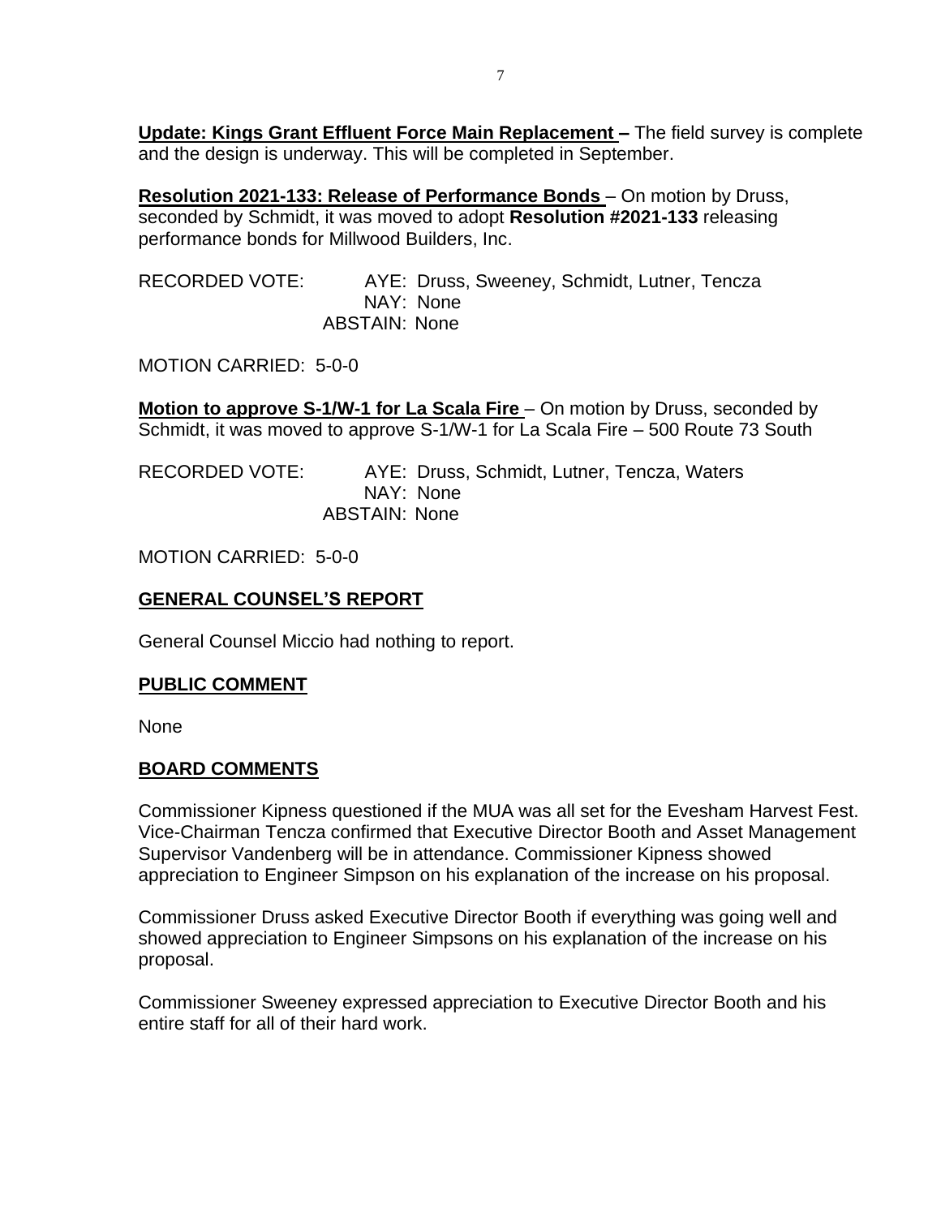**Update: Kings Grant Effluent Force Main Replacement –** The field survey is complete and the design is underway. This will be completed in September.

**Resolution 2021-133: Release of Performance Bonds** – On motion by Druss, seconded by Schmidt, it was moved to adopt **Resolution #2021-133** releasing performance bonds for Millwood Builders, Inc.

RECORDED VOTE: AYE: Druss, Sweeney, Schmidt, Lutner, Tencza
NAY: None
ABSTAIN: None

MOTION CARRIED: 5-0-0

**Motion to approve S-1/W-1 for La Scala Fire** – On motion by Druss, seconded by Schmidt, it was moved to approve S-1/W-1 for La Scala Fire – 500 Route 73 South

RECORDED VOTE: AYE: Druss, Schmidt, Lutner, Tencza, Waters
NAY: None
ABSTAIN: None

MOTION CARRIED: 5-0-0

## GENERAL COUNSEL'S REPORT

General Counsel Miccio had nothing to report.

## PUBLIC COMMENT

None

## BOARD COMMENTS

Commissioner Kipness questioned if the MUA was all set for the Evesham Harvest Fest. Vice-Chairman Tencza confirmed that Executive Director Booth and Asset Management Supervisor Vandenberg will be in attendance. Commissioner Kipness showed appreciation to Engineer Simpson on his explanation of the increase on his proposal.

Commissioner Druss asked Executive Director Booth if everything was going well and showed appreciation to Engineer Simpsons on his explanation of the increase on his proposal.

Commissioner Sweeney expressed appreciation to Executive Director Booth and his entire staff for all of their hard work.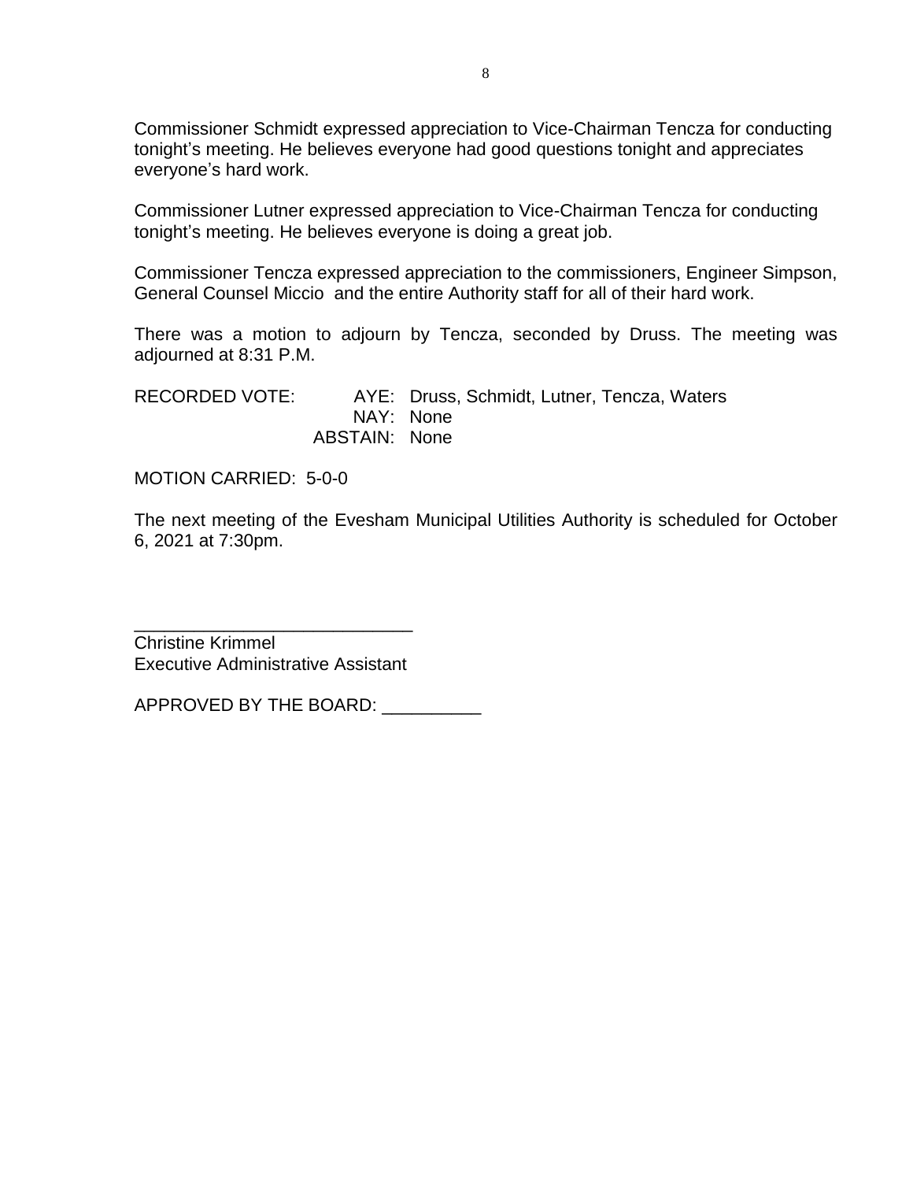Commissioner Schmidt expressed appreciation to Vice-Chairman Tencza for conducting tonight's meeting. He believes everyone had good questions tonight and appreciates everyone's hard work.

Commissioner Lutner expressed appreciation to Vice-Chairman Tencza for conducting tonight's meeting. He believes everyone is doing a great job.

Commissioner Tencza expressed appreciation to the commissioners, Engineer Simpson, General Counsel Miccio and the entire Authority staff for all of their hard work.

There was a motion to adjourn by Tencza, seconded by Druss. The meeting was adjourned at 8:31 P.M.

RECORDED VOTE: AYE: Druss, Schmidt, Lutner, Tencza, Waters
NAY: None
ABSTAIN: None

MOTION CARRIED: 5-0-0

The next meeting of the Evesham Municipal Utilities Authority is scheduled for October 6, 2021 at 7:30pm.

\_\_\_\_\_\_\_\_\_\_\_\_\_\_\_\_\_\_\_\_\_\_\_\_\_\_\_\_
Christine Krimmel
Executive Administrative Assistant

APPROVED BY THE BOARD: \_\_\_\_\_\_\_\_\_\_